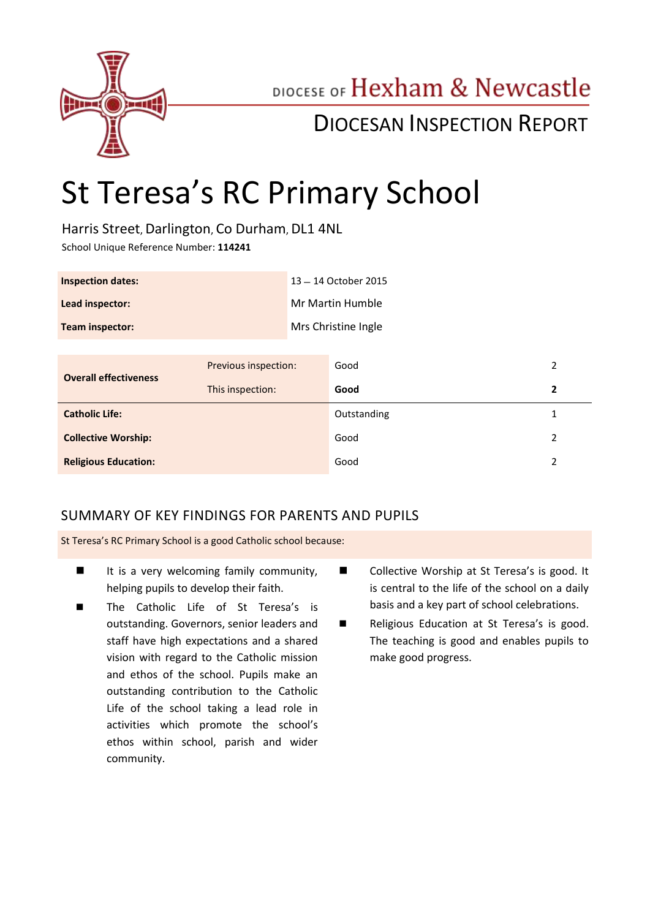DIOCESE OF Hexham & Newcastle

DIOCESAN INSPECTION REPORT

# St Teresa's RC Primary School

Harris Street, Darlington, Co Durham, DL1 4NL

School Unique Reference Number: **114241**

| | |
|---|---|
| **Inspection dates:** | 13 – 14 October 2015 |
| **Lead inspector:** | Mr Martin Humble |
| **Team inspector:** | Mrs Christine Ingle |

| | | | |
|---|---|---|---|
| **Overall effectiveness** | Previous inspection: | Good | 2 |
| | This inspection: | **Good** | **2** |
| **Catholic Life:** | | Outstanding | 1 |
| **Collective Worship:** | | Good | 2 |
| **Religious Education:** | | Good | 2 |

## SUMMARY OF KEY FINDINGS FOR PARENTS AND PUPILS

St Teresa's RC Primary School is a good Catholic school because:

- It is a very welcoming family community, helping pupils to develop their faith.
- The Catholic Life of St Teresa's is outstanding. Governors, senior leaders and staff have high expectations and a shared vision with regard to the Catholic mission and ethos of the school. Pupils make an outstanding contribution to the Catholic Life of the school taking a lead role in activities which promote the school's ethos within school, parish and wider community.
- Collective Worship at St Teresa's is good. It is central to the life of the school on a daily basis and a key part of school celebrations.
- Religious Education at St Teresa's is good. The teaching is good and enables pupils to make good progress.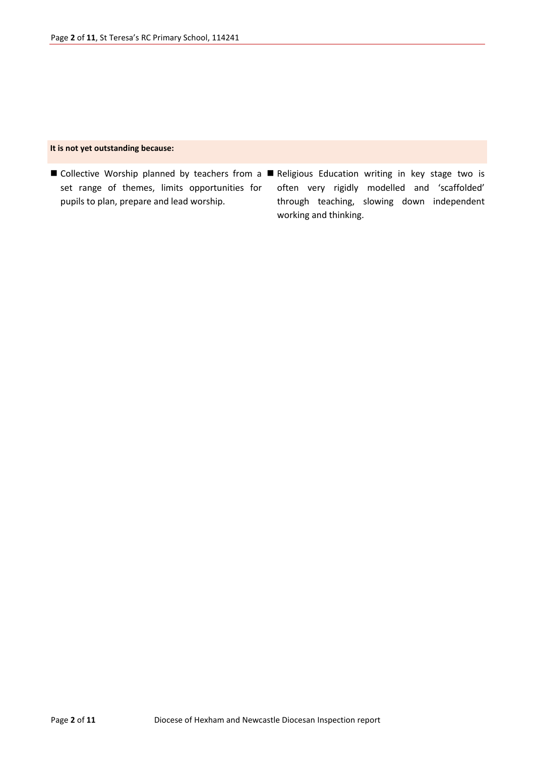**It is not yet outstanding because:**

- Collective Worship planned by teachers from a set range of themes, limits opportunities for pupils to plan, prepare and lead worship.
- Religious Education writing in key stage two is often very rigidly modelled and 'scaffolded' through teaching, slowing down independent working and thinking.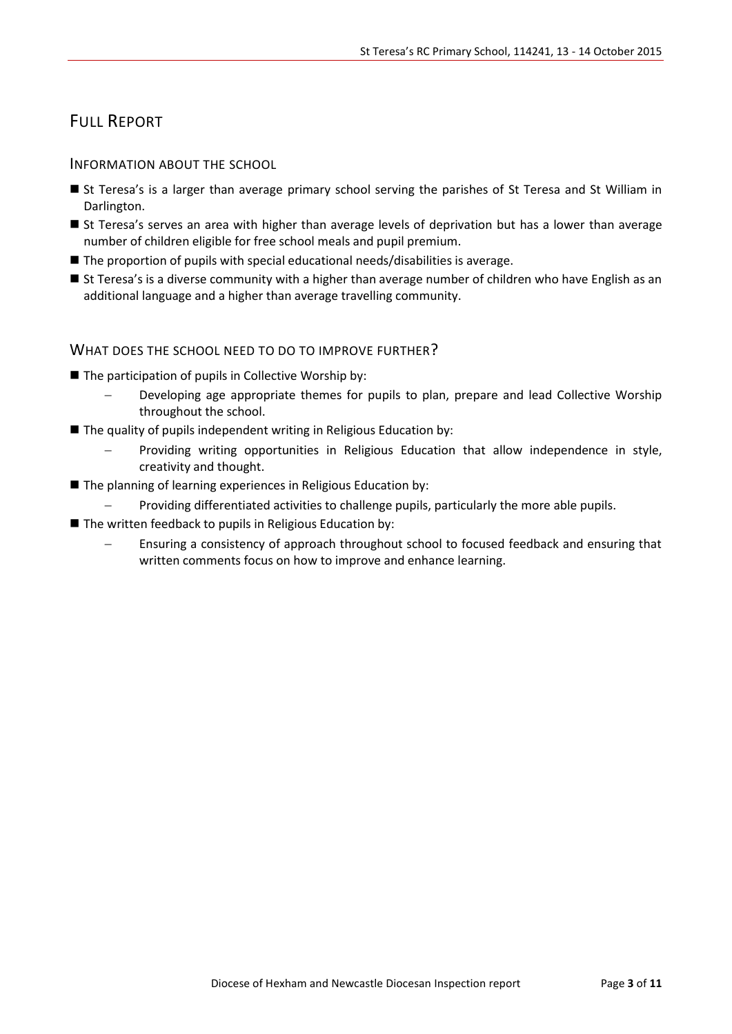# FULL REPORT

## INFORMATION ABOUT THE SCHOOL

- St Teresa's is a larger than average primary school serving the parishes of St Teresa and St William in Darlington.
- St Teresa's serves an area with higher than average levels of deprivation but has a lower than average number of children eligible for free school meals and pupil premium.
- The proportion of pupils with special educational needs/disabilities is average.
- St Teresa's is a diverse community with a higher than average number of children who have English as an additional language and a higher than average travelling community.

## WHAT DOES THE SCHOOL NEED TO DO TO IMPROVE FURTHER?

- The participation of pupils in Collective Worship by:
  - Developing age appropriate themes for pupils to plan, prepare and lead Collective Worship throughout the school.
- The quality of pupils independent writing in Religious Education by:
  - Providing writing opportunities in Religious Education that allow independence in style, creativity and thought.
- The planning of learning experiences in Religious Education by:
  - Providing differentiated activities to challenge pupils, particularly the more able pupils.
- The written feedback to pupils in Religious Education by:
  - Ensuring a consistency of approach throughout school to focused feedback and ensuring that written comments focus on how to improve and enhance learning.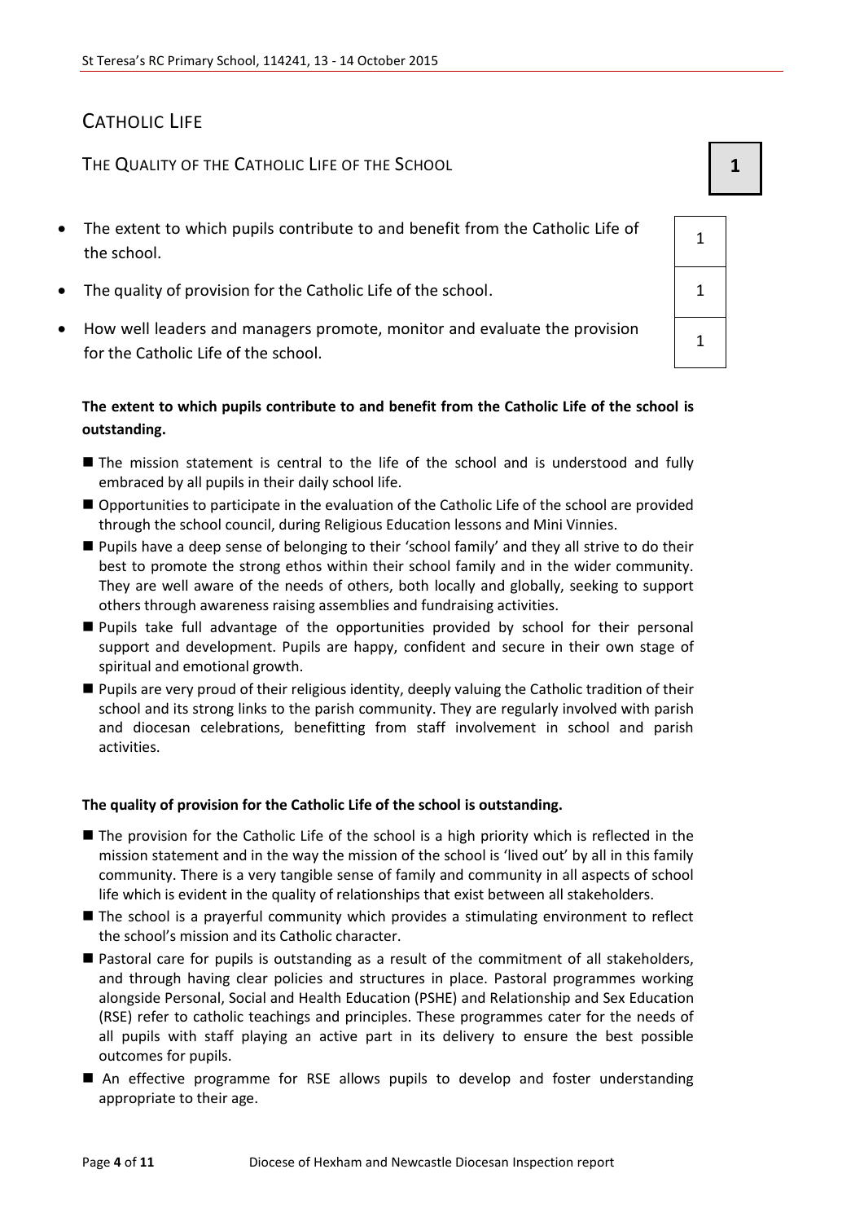## CATHOLIC LIFE

### THE QUALITY OF THE CATHOLIC LIFE OF THE SCHOOL — 1

| | |
|---|---|
| The extent to which pupils contribute to and benefit from the Catholic Life of the school. | 1 |
| The quality of provision for the Catholic Life of the school. | 1 |
| How well leaders and managers promote, monitor and evaluate the provision for the Catholic Life of the school. | 1 |

**The extent to which pupils contribute to and benefit from the Catholic Life of the school is outstanding.**

- The mission statement is central to the life of the school and is understood and fully embraced by all pupils in their daily school life.
- Opportunities to participate in the evaluation of the Catholic Life of the school are provided through the school council, during Religious Education lessons and Mini Vinnies.
- Pupils have a deep sense of belonging to their 'school family' and they all strive to do their best to promote the strong ethos within their school family and in the wider community. They are well aware of the needs of others, both locally and globally, seeking to support others through awareness raising assemblies and fundraising activities.
- Pupils take full advantage of the opportunities provided by school for their personal support and development. Pupils are happy, confident and secure in their own stage of spiritual and emotional growth.
- Pupils are very proud of their religious identity, deeply valuing the Catholic tradition of their school and its strong links to the parish community. They are regularly involved with parish and diocesan celebrations, benefitting from staff involvement in school and parish activities.

**The quality of provision for the Catholic Life of the school is outstanding.**

- The provision for the Catholic Life of the school is a high priority which is reflected in the mission statement and in the way the mission of the school is 'lived out' by all in this family community. There is a very tangible sense of family and community in all aspects of school life which is evident in the quality of relationships that exist between all stakeholders.
- The school is a prayerful community which provides a stimulating environment to reflect the school's mission and its Catholic character.
- Pastoral care for pupils is outstanding as a result of the commitment of all stakeholders, and through having clear policies and structures in place. Pastoral programmes working alongside Personal, Social and Health Education (PSHE) and Relationship and Sex Education (RSE) refer to catholic teachings and principles. These programmes cater for the needs of all pupils with staff playing an active part in its delivery to ensure the best possible outcomes for pupils.
- An effective programme for RSE allows pupils to develop and foster understanding appropriate to their age.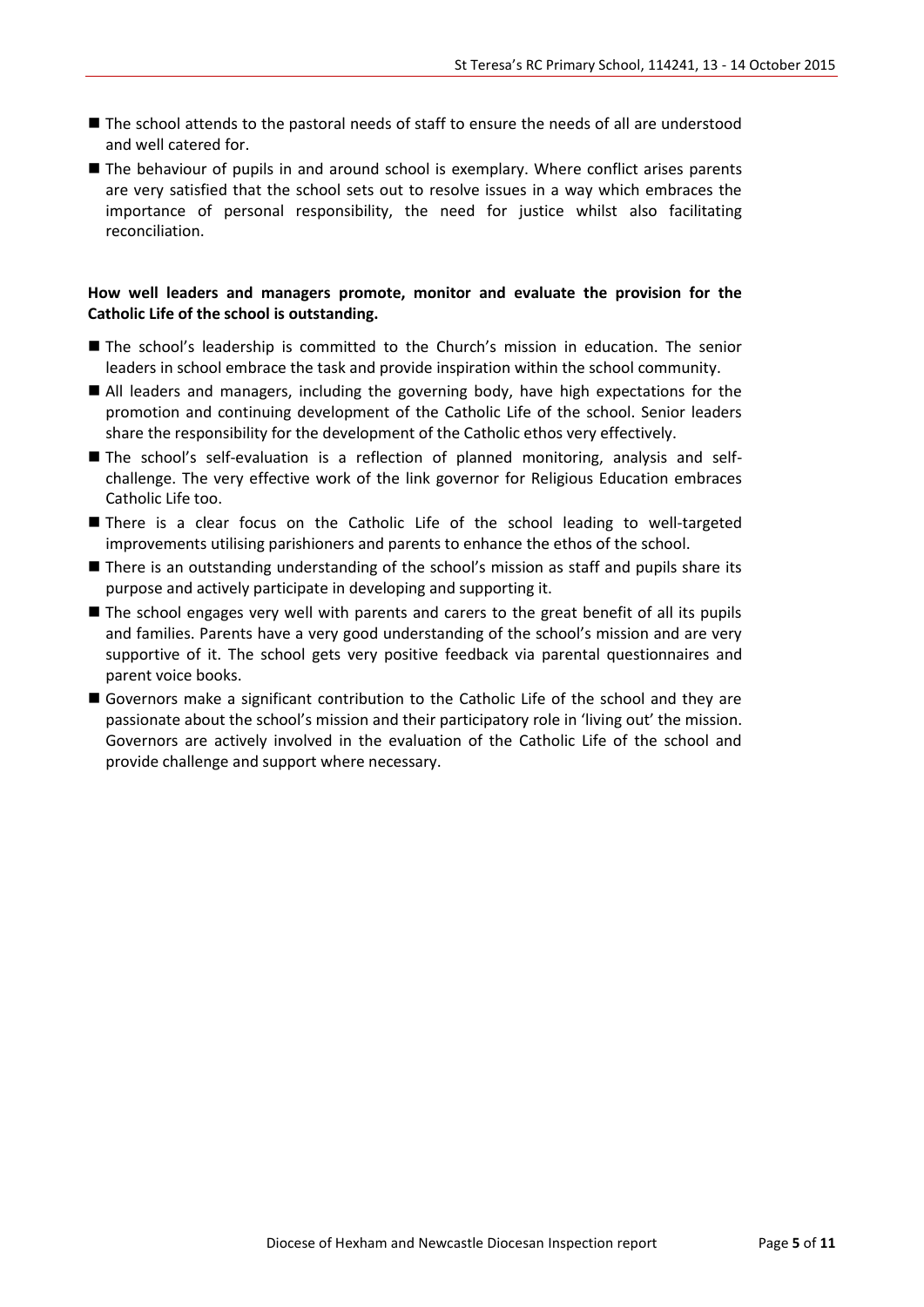- The school attends to the pastoral needs of staff to ensure the needs of all are understood and well catered for.
- The behaviour of pupils in and around school is exemplary. Where conflict arises parents are very satisfied that the school sets out to resolve issues in a way which embraces the importance of personal responsibility, the need for justice whilst also facilitating reconciliation.

**How well leaders and managers promote, monitor and evaluate the provision for the Catholic Life of the school is outstanding.**

- The school's leadership is committed to the Church's mission in education. The senior leaders in school embrace the task and provide inspiration within the school community.
- All leaders and managers, including the governing body, have high expectations for the promotion and continuing development of the Catholic Life of the school. Senior leaders share the responsibility for the development of the Catholic ethos very effectively.
- The school's self-evaluation is a reflection of planned monitoring, analysis and self-challenge. The very effective work of the link governor for Religious Education embraces Catholic Life too.
- There is a clear focus on the Catholic Life of the school leading to well-targeted improvements utilising parishioners and parents to enhance the ethos of the school.
- There is an outstanding understanding of the school's mission as staff and pupils share its purpose and actively participate in developing and supporting it.
- The school engages very well with parents and carers to the great benefit of all its pupils and families. Parents have a very good understanding of the school's mission and are very supportive of it. The school gets very positive feedback via parental questionnaires and parent voice books.
- Governors make a significant contribution to the Catholic Life of the school and they are passionate about the school's mission and their participatory role in 'living out' the mission. Governors are actively involved in the evaluation of the Catholic Life of the school and provide challenge and support where necessary.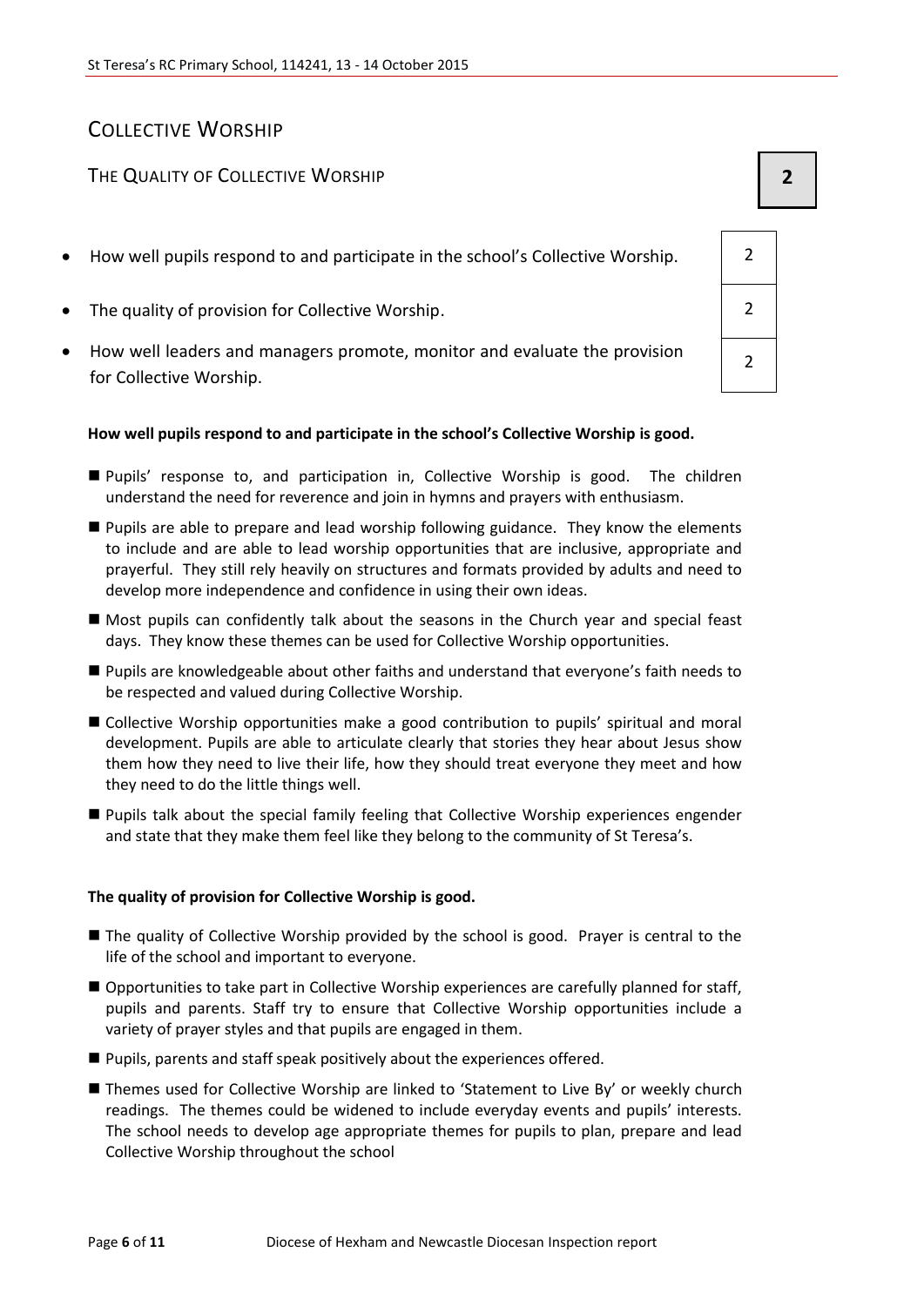# Collective Worship

## The Quality of Collective Worship **2**

| | |
|---|---|
| How well pupils respond to and participate in the school's Collective Worship. | 2 |
| The quality of provision for Collective Worship. | 2 |
| How well leaders and managers promote, monitor and evaluate the provision for Collective Worship. | 2 |

**How well pupils respond to and participate in the school's Collective Worship is good.**

- Pupils' response to, and participation in, Collective Worship is good. The children understand the need for reverence and join in hymns and prayers with enthusiasm.
- Pupils are able to prepare and lead worship following guidance. They know the elements to include and are able to lead worship opportunities that are inclusive, appropriate and prayerful. They still rely heavily on structures and formats provided by adults and need to develop more independence and confidence in using their own ideas.
- Most pupils can confidently talk about the seasons in the Church year and special feast days. They know these themes can be used for Collective Worship opportunities.
- Pupils are knowledgeable about other faiths and understand that everyone's faith needs to be respected and valued during Collective Worship.
- Collective Worship opportunities make a good contribution to pupils' spiritual and moral development. Pupils are able to articulate clearly that stories they hear about Jesus show them how they need to live their life, how they should treat everyone they meet and how they need to do the little things well.
- Pupils talk about the special family feeling that Collective Worship experiences engender and state that they make them feel like they belong to the community of St Teresa's.

**The quality of provision for Collective Worship is good.**

- The quality of Collective Worship provided by the school is good. Prayer is central to the life of the school and important to everyone.
- Opportunities to take part in Collective Worship experiences are carefully planned for staff, pupils and parents. Staff try to ensure that Collective Worship opportunities include a variety of prayer styles and that pupils are engaged in them.
- Pupils, parents and staff speak positively about the experiences offered.
- Themes used for Collective Worship are linked to 'Statement to Live By' or weekly church readings. The themes could be widened to include everyday events and pupils' interests. The school needs to develop age appropriate themes for pupils to plan, prepare and lead Collective Worship throughout the school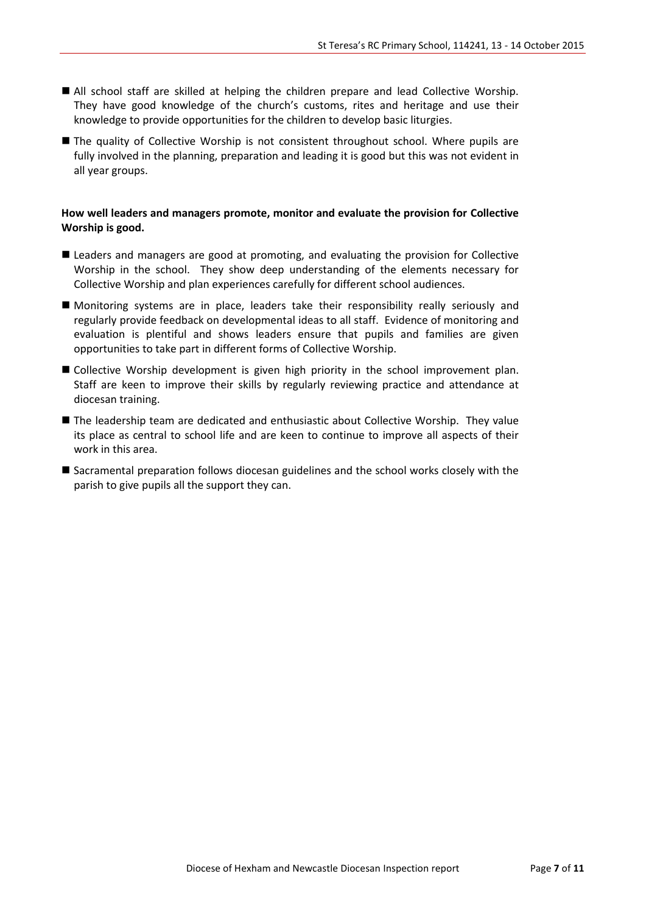- All school staff are skilled at helping the children prepare and lead Collective Worship. They have good knowledge of the church's customs, rites and heritage and use their knowledge to provide opportunities for the children to develop basic liturgies.
- The quality of Collective Worship is not consistent throughout school. Where pupils are fully involved in the planning, preparation and leading it is good but this was not evident in all year groups.

**How well leaders and managers promote, monitor and evaluate the provision for Collective Worship is good.**

- Leaders and managers are good at promoting, and evaluating the provision for Collective Worship in the school. They show deep understanding of the elements necessary for Collective Worship and plan experiences carefully for different school audiences.
- Monitoring systems are in place, leaders take their responsibility really seriously and regularly provide feedback on developmental ideas to all staff. Evidence of monitoring and evaluation is plentiful and shows leaders ensure that pupils and families are given opportunities to take part in different forms of Collective Worship.
- Collective Worship development is given high priority in the school improvement plan. Staff are keen to improve their skills by regularly reviewing practice and attendance at diocesan training.
- The leadership team are dedicated and enthusiastic about Collective Worship. They value its place as central to school life and are keen to continue to improve all aspects of their work in this area.
- Sacramental preparation follows diocesan guidelines and the school works closely with the parish to give pupils all the support they can.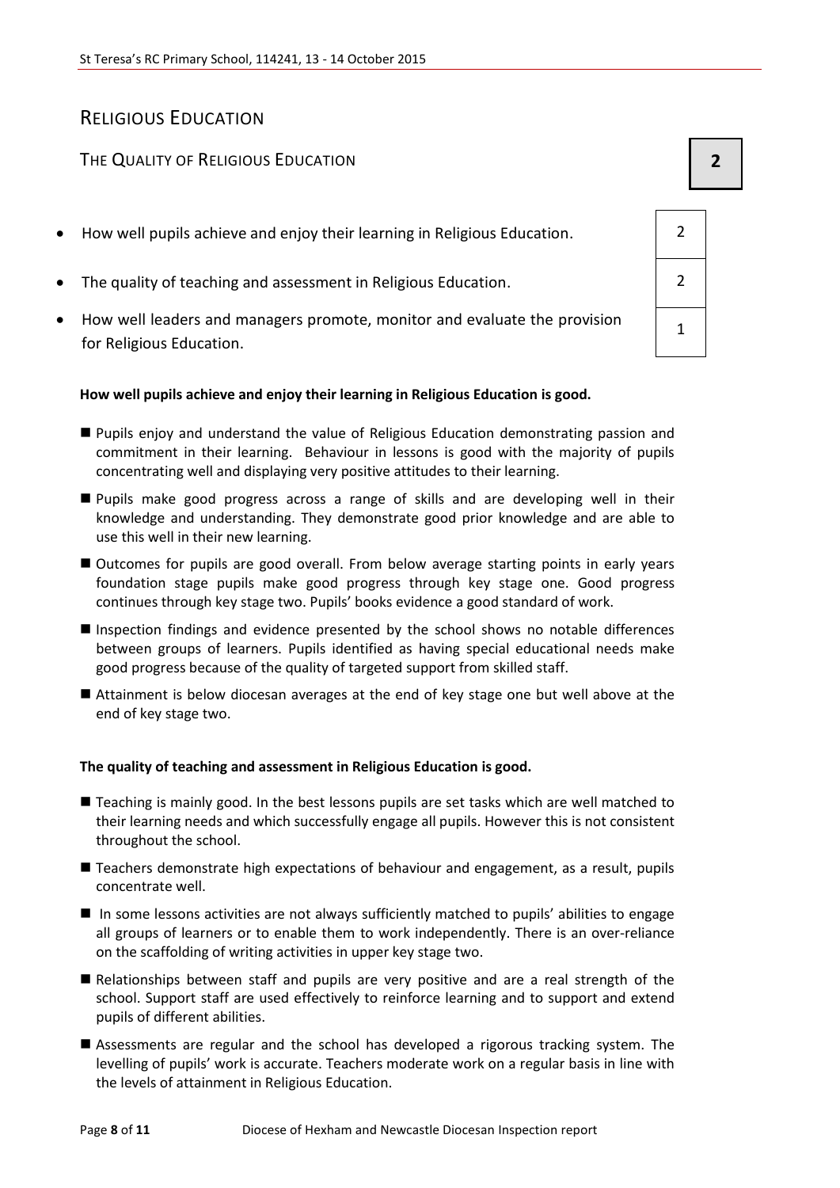# Religious Education

## The Quality of Religious Education

**2**

| | |
|---|---|
| How well pupils achieve and enjoy their learning in Religious Education. | 2 |
| The quality of teaching and assessment in Religious Education. | 2 |
| How well leaders and managers promote, monitor and evaluate the provision for Religious Education. | 1 |

**How well pupils achieve and enjoy their learning in Religious Education is good.**

- Pupils enjoy and understand the value of Religious Education demonstrating passion and commitment in their learning. Behaviour in lessons is good with the majority of pupils concentrating well and displaying very positive attitudes to their learning.
- Pupils make good progress across a range of skills and are developing well in their knowledge and understanding. They demonstrate good prior knowledge and are able to use this well in their new learning.
- Outcomes for pupils are good overall. From below average starting points in early years foundation stage pupils make good progress through key stage one. Good progress continues through key stage two. Pupils' books evidence a good standard of work.
- Inspection findings and evidence presented by the school shows no notable differences between groups of learners. Pupils identified as having special educational needs make good progress because of the quality of targeted support from skilled staff.
- Attainment is below diocesan averages at the end of key stage one but well above at the end of key stage two.

**The quality of teaching and assessment in Religious Education is good.**

- Teaching is mainly good. In the best lessons pupils are set tasks which are well matched to their learning needs and which successfully engage all pupils. However this is not consistent throughout the school.
- Teachers demonstrate high expectations of behaviour and engagement, as a result, pupils concentrate well.
- In some lessons activities are not always sufficiently matched to pupils' abilities to engage all groups of learners or to enable them to work independently. There is an over-reliance on the scaffolding of writing activities in upper key stage two.
- Relationships between staff and pupils are very positive and are a real strength of the school. Support staff are used effectively to reinforce learning and to support and extend pupils of different abilities.
- Assessments are regular and the school has developed a rigorous tracking system. The levelling of pupils' work is accurate. Teachers moderate work on a regular basis in line with the levels of attainment in Religious Education.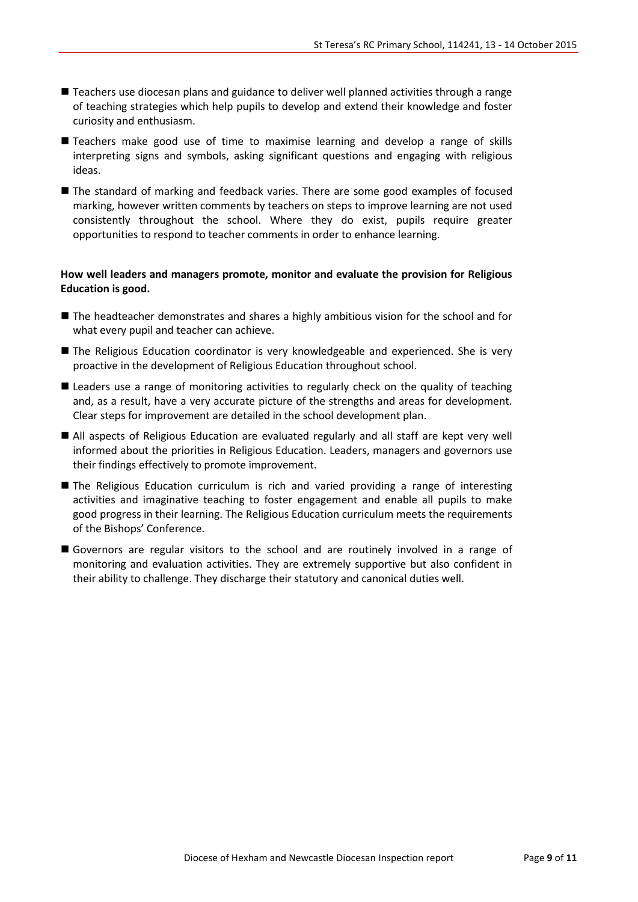- Teachers use diocesan plans and guidance to deliver well planned activities through a range of teaching strategies which help pupils to develop and extend their knowledge and foster curiosity and enthusiasm.
- Teachers make good use of time to maximise learning and develop a range of skills interpreting signs and symbols, asking significant questions and engaging with religious ideas.
- The standard of marking and feedback varies. There are some good examples of focused marking, however written comments by teachers on steps to improve learning are not used consistently throughout the school. Where they do exist, pupils require greater opportunities to respond to teacher comments in order to enhance learning.

**How well leaders and managers promote, monitor and evaluate the provision for Religious Education is good.**

- The headteacher demonstrates and shares a highly ambitious vision for the school and for what every pupil and teacher can achieve.
- The Religious Education coordinator is very knowledgeable and experienced. She is very proactive in the development of Religious Education throughout school.
- Leaders use a range of monitoring activities to regularly check on the quality of teaching and, as a result, have a very accurate picture of the strengths and areas for development. Clear steps for improvement are detailed in the school development plan.
- All aspects of Religious Education are evaluated regularly and all staff are kept very well informed about the priorities in Religious Education. Leaders, managers and governors use their findings effectively to promote improvement.
- The Religious Education curriculum is rich and varied providing a range of interesting activities and imaginative teaching to foster engagement and enable all pupils to make good progress in their learning. The Religious Education curriculum meets the requirements of the Bishops' Conference.
- Governors are regular visitors to the school and are routinely involved in a range of monitoring and evaluation activities. They are extremely supportive but also confident in their ability to challenge. They discharge their statutory and canonical duties well.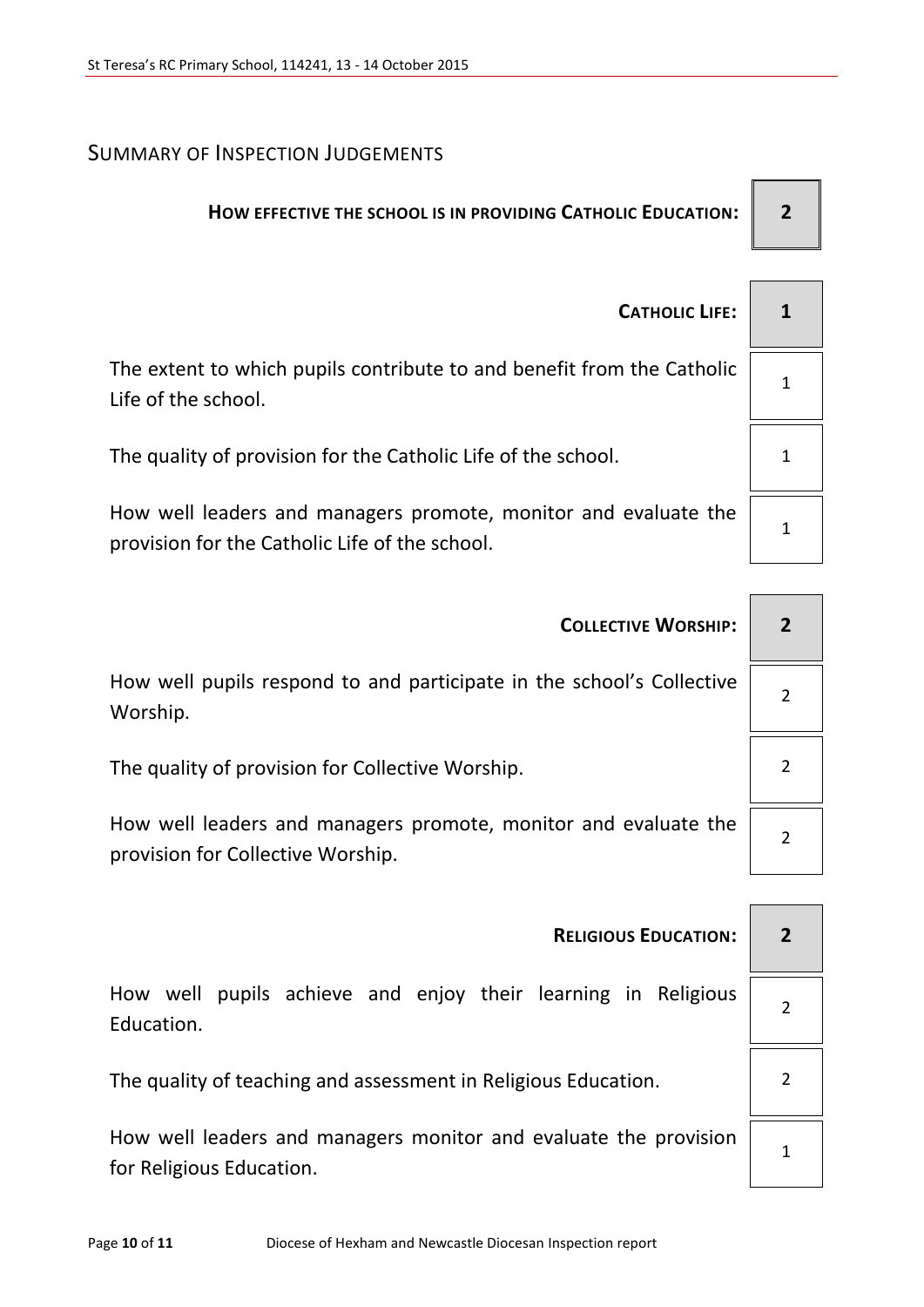## SUMMARY OF INSPECTION JUDGEMENTS

| | |
|---|---|
| **HOW EFFECTIVE THE SCHOOL IS IN PROVIDING CATHOLIC EDUCATION:** | **2** |

| | |
|---|---|
| **CATHOLIC LIFE:** | **1** |
| The extent to which pupils contribute to and benefit from the Catholic Life of the school. | 1 |
| The quality of provision for the Catholic Life of the school. | 1 |
| How well leaders and managers promote, monitor and evaluate the provision for the Catholic Life of the school. | 1 |

| | |
|---|---|
| **COLLECTIVE WORSHIP:** | **2** |
| How well pupils respond to and participate in the school's Collective Worship. | 2 |
| The quality of provision for Collective Worship. | 2 |
| How well leaders and managers promote, monitor and evaluate the provision for Collective Worship. | 2 |

| | |
|---|---|
| **RELIGIOUS EDUCATION:** | **2** |
| How well pupils achieve and enjoy their learning in Religious Education. | 2 |
| The quality of teaching and assessment in Religious Education. | 2 |
| How well leaders and managers monitor and evaluate the provision for Religious Education. | 1 |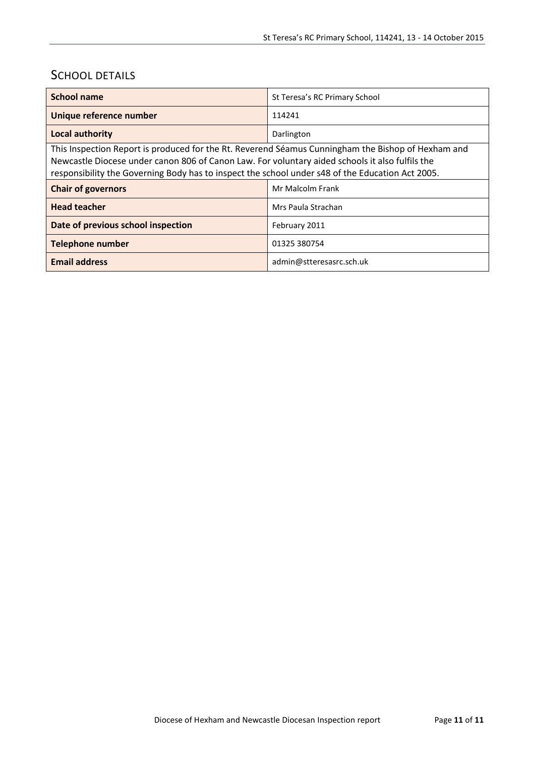## SCHOOL DETAILS

| | |
|---|---|
| **School name** | St Teresa's RC Primary School |
| **Unique reference number** | 114241 |
| **Local authority** | Darlington |
| This Inspection Report is produced for the Rt. Reverend Séamus Cunningham the Bishop of Hexham and Newcastle Diocese under canon 806 of Canon Law. For voluntary aided schools it also fulfils the responsibility the Governing Body has to inspect the school under s48 of the Education Act 2005. | |
| **Chair of governors** | Mr Malcolm Frank |
| **Head teacher** | Mrs Paula Strachan |
| **Date of previous school inspection** | February 2011 |
| **Telephone number** | 01325 380754 |
| **Email address** | admin@stteresasrc.sch.uk |